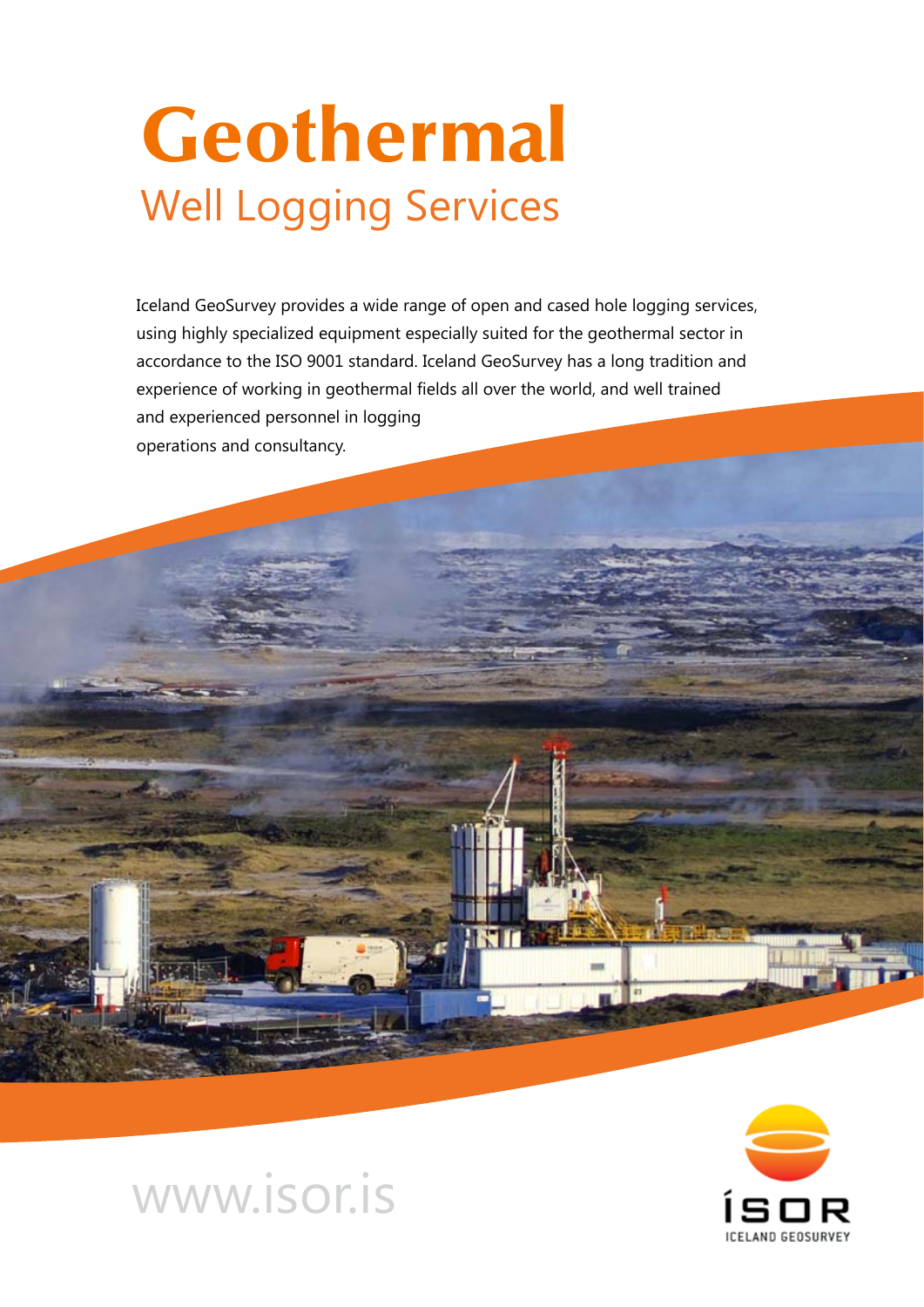# Geothermal

## Well Logging Services

Iceland GeoSurvey provides a wide range of open and cased hole logging services, using highly specialized equipment especially suited for the geothermal sector in accordance to the ISO 9001 standard. Iceland GeoSurvey has a long tradition and experience of working in geothermal fields all over the world, and well trained and experienced personnel in logging operations and consultancy.

www.isor.is

ÍSOR
ICELAND GEOSURVEY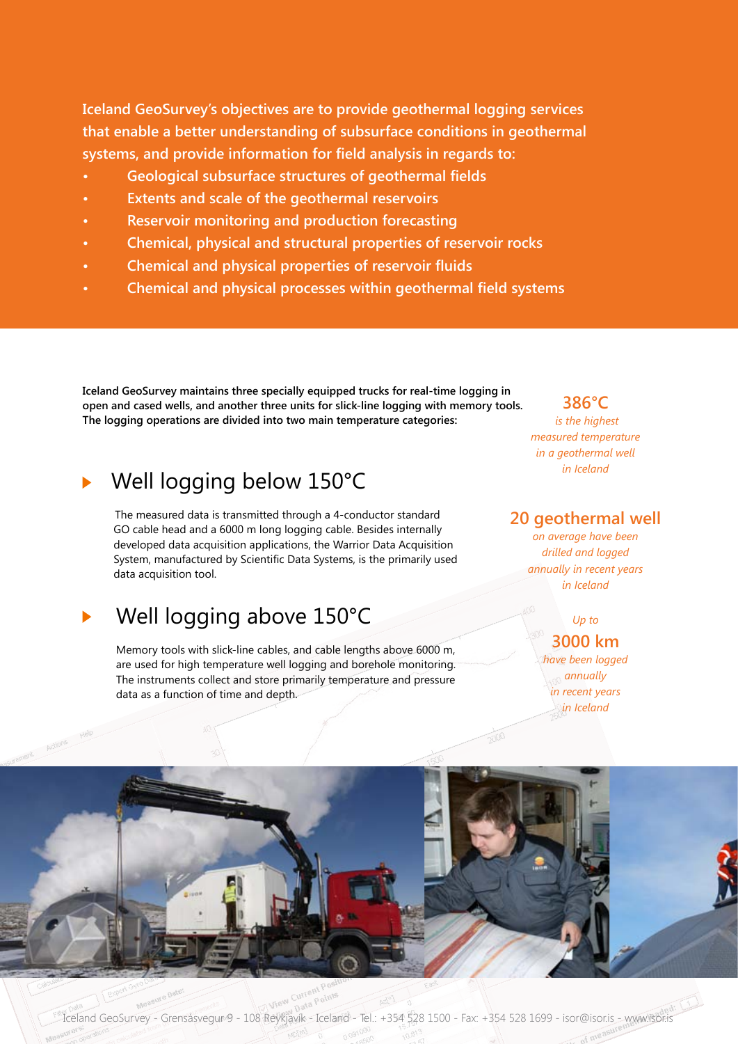**Iceland GeoSurvey's objectives are to provide geothermal logging services that enable a better understanding of subsurface conditions in geothermal systems, and provide information for field analysis in regards to:**

- **Geological subsurface structures of geothermal fields**
- **Extents and scale of the geothermal reservoirs**
- **Reservoir monitoring and production forecasting**
- **Chemical, physical and structural properties of reservoir rocks**
- **Chemical and physical properties of reservoir fluids**
- **Chemical and physical processes within geothermal field systems**

**Iceland GeoSurvey maintains three specially equipped trucks for real-time logging in open and cased wells, and another three units for slick-line logging with memory tools. The logging operations are divided into two main temperature categories:**

## Well logging below 150°C

The measured data is transmitted through a 4-conductor standard GO cable head and a 6000 m long logging cable. Besides internally developed data acquisition applications, the Warrior Data Acquisition System, manufactured by Scientific Data Systems, is the primarily used data acquisition tool.

## Well logging above 150°C

Memory tools with slick-line cables, and cable lengths above 6000 m, are used for high temperature well logging and borehole monitoring. The instruments collect and store primarily temperature and pressure data as a function of time and depth.

**386°C**

*is the highest measured temperature in a geothermal well in Iceland*

**20 geothermal well**

*on average have been drilled and logged annually in recent years in Iceland*

*Up to*

**3000 km**

*have been logged annually in recent years in Iceland*

Iceland GeoSurvey - Grensásvegur 9 - 108 Reykjavík - Iceland - Tel.: +354 528 1500 - Fax: +354 528 1699 - isor@isor.is - www.isor.is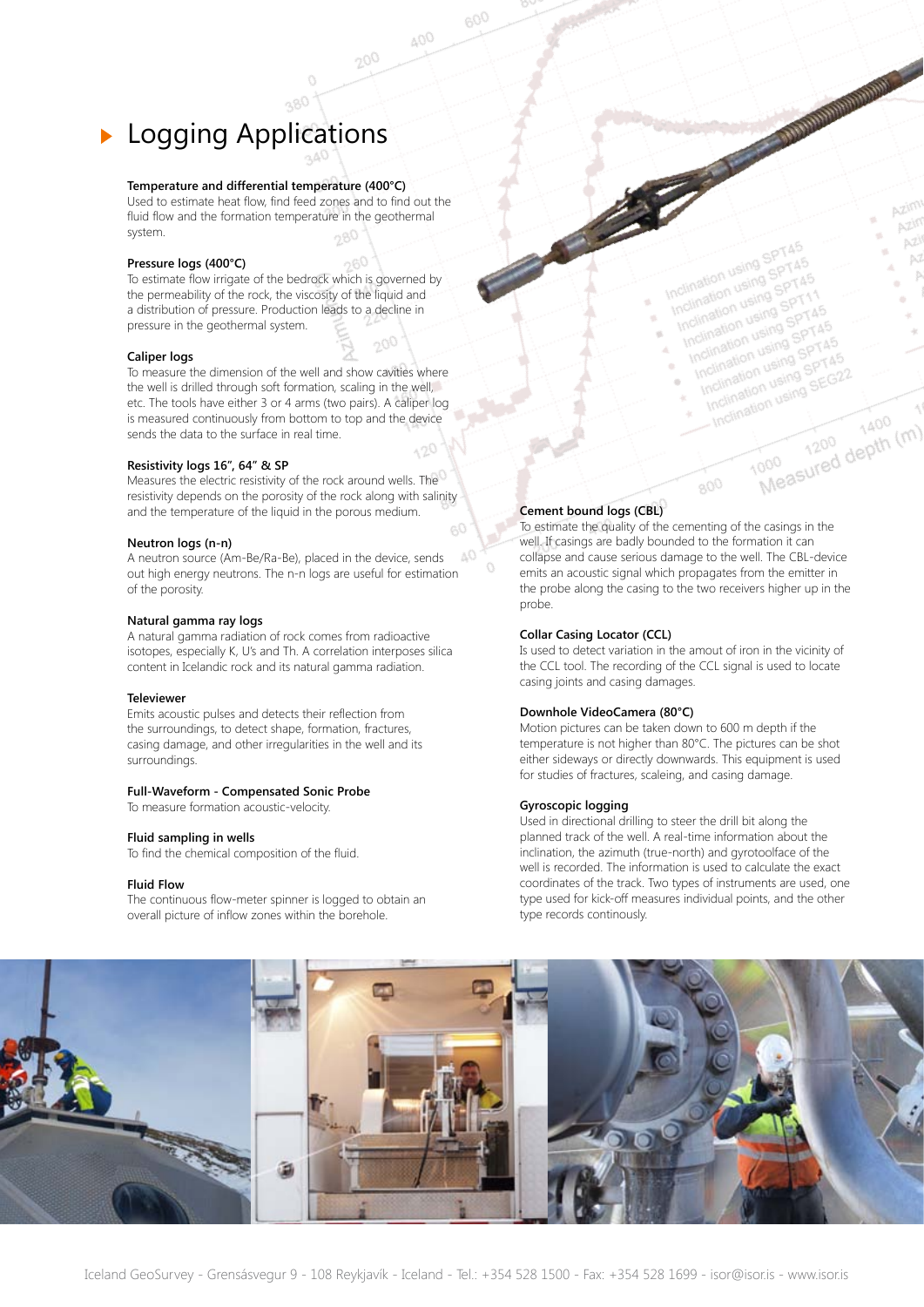## Logging Applications

**Temperature and differential temperature (400°C)**
Used to estimate heat flow, find feed zones and to find out the fluid flow and the formation temperature in the geothermal system.

**Pressure logs (400°C)**
To estimate flow irrigate of the bedrock which is governed by the permeability of the rock, the viscosity of the liquid and a distribution of pressure. Production leads to a decline in pressure in the geothermal system.

**Caliper logs**
To measure the dimension of the well and show cavities where the well is drilled through soft formation, scaling in the well, etc. The tools have either 3 or 4 arms (two pairs). A caliper log is measured continuously from bottom to top and the device sends the data to the surface in real time.

**Resistivity logs 16", 64" & SP**
Measures the electric resistivity of the rock around wells. The resistivity depends on the porosity of the rock along with salinity and the temperature of the liquid in the porous medium.

**Neutron logs (n-n)**
A neutron source (Am-Be/Ra-Be), placed in the device, sends out high energy neutrons. The n-n logs are useful for estimation of the porosity.

**Natural gamma ray logs**
A natural gamma radiation of rock comes from radioactive isotopes, especially K, U's and Th. A correlation interposes silica content in Icelandic rock and its natural gamma radiation.

**Televiewer**
Emits acoustic pulses and detects their reflection from the surroundings, to detect shape, formation, fractures, casing damage, and other irregularities in the well and its surroundings.

**Full-Waveform - Compensated Sonic Probe**
To measure formation acoustic-velocity.

**Fluid sampling in wells**
To find the chemical composition of the fluid.

**Fluid Flow**
The continuous flow-meter spinner is logged to obtain an overall picture of inflow zones within the borehole.

**Cement bound logs (CBL)**
To estimate the quality of the cementing of the casings in the well. If casings are badly bounded to the formation it can collapse and cause serious damage to the well. The CBL-device emits an acoustic signal which propagates from the emitter in the probe along the casing to the two receivers higher up in the probe.

**Collar Casing Locator (CCL)**
Is used to detect variation in the amount of iron in the vicinity of the CCL tool. The recording of the CCL signal is used to locate casing joints and casing damages.

**Downhole VideoCamera (80°C)**
Motion pictures can be taken down to 600 m depth if the temperature is not higher than 80°C. The pictures can be shot either sideways or directly downwards. This equipment is used for studies of fractures, scaleing, and casing damage.

**Gyroscopic logging**
Used in directional drilling to steer the drill bit along the planned track of the well. A real-time information about the inclination, the azimuth (true-north) and gyrotoolface of the well is recorded. The information is used to calculate the exact coordinates of the track. Two types of instruments are used, one type used for kick-off measures individual points, and the other type records continously.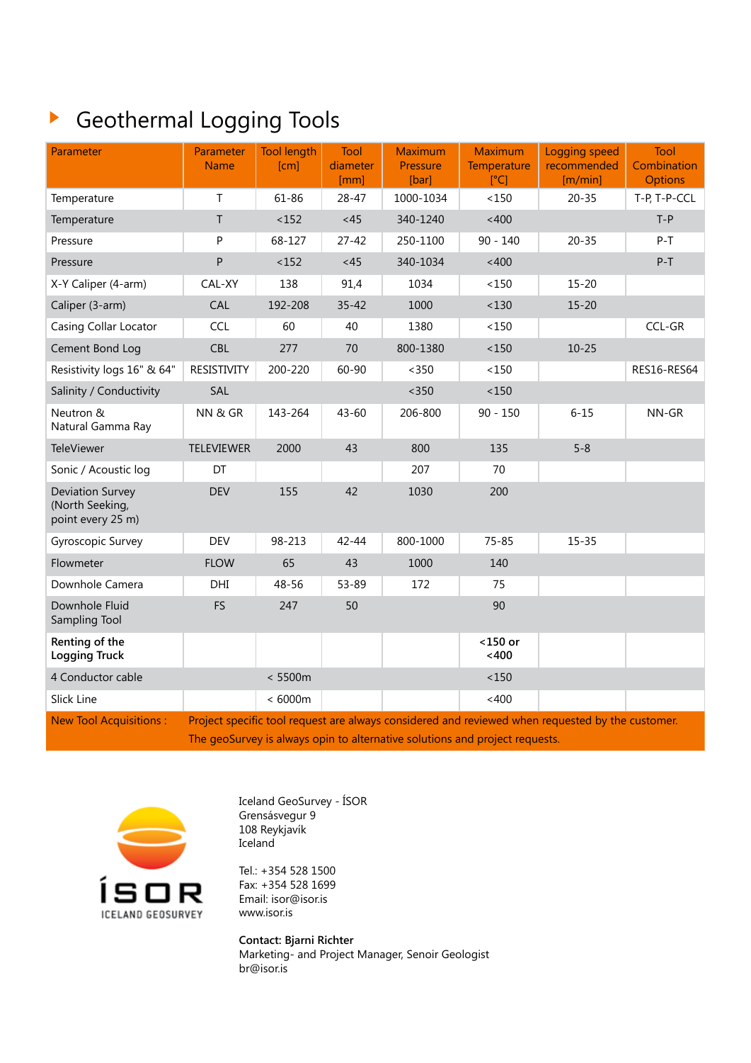# Geothermal Logging Tools

| Parameter | Parameter Name | Tool length [cm] | Tool diameter [mm] | Maximum Pressure [bar] | Maximum Temperature [°C] | Logging speed recommended [m/min] | Tool Combination Options |
|---|---|---|---|---|---|---|---|
| Temperature | T | 61-86 | 28-47 | 1000-1034 | <150 | 20-35 | T-P, T-P-CCL |
| Temperature | T | <152 | <45 | 340-1240 | <400 | | T-P |
| Pressure | P | 68-127 | 27-42 | 250-1100 | 90 - 140 | 20-35 | P-T |
| Pressure | P | <152 | <45 | 340-1034 | <400 | | P-T |
| X-Y Caliper (4-arm) | CAL-XY | 138 | 91,4 | 1034 | <150 | 15-20 | |
| Caliper (3-arm) | CAL | 192-208 | 35-42 | 1000 | <130 | 15-20 | |
| Casing Collar Locator | CCL | 60 | 40 | 1380 | <150 | | CCL-GR |
| Cement Bond Log | CBL | 277 | 70 | 800-1380 | <150 | 10-25 | |
| Resistivity logs 16" & 64" | RESISTIVITY | 200-220 | 60-90 | <350 | <150 | | RES16-RES64 |
| Salinity / Conductivity | SAL | | | <350 | <150 | | |
| Neutron & Natural Gamma Ray | NN & GR | 143-264 | 43-60 | 206-800 | 90 - 150 | 6-15 | NN-GR |
| TeleViewer | TELEVIEWER | 2000 | 43 | 800 | 135 | 5-8 | |
| Sonic / Acoustic log | DT | | | 207 | 70 | | |
| Deviation Survey (North Seeking, point every 25 m) | DEV | 155 | 42 | 1030 | 200 | | |
| Gyroscopic Survey | DEV | 98-213 | 42-44 | 800-1000 | 75-85 | 15-35 | |
| Flowmeter | FLOW | 65 | 43 | 1000 | 140 | | |
| Downhole Camera | DHI | 48-56 | 53-89 | 172 | 75 | | |
| Downhole Fluid Sampling Tool | FS | 247 | 50 | | 90 | | |
| **Renting of the Logging Truck** | | | | | **<150 or <400** | | |
| 4 Conductor cable | | < 5500m | | | <150 | | |
| Slick Line | | < 6000m | | | <400 | | |
| New Tool Acquisitions : | Project specific tool request are always considered and reviewed when requested by the customer. The geoSurvey is always opin to alternative solutions and project requests. | | | | | | |

ÍSOR ICELAND GEOSURVEY

Iceland GeoSurvey - ÍSOR
Grensásvegur 9
108 Reykjavík
Iceland

Tel.: +354 528 1500
Fax: +354 528 1699
Email: isor@isor.is
www.isor.is

**Contact: Bjarni Richter**
Marketing- and Project Manager, Senoir Geologist
br@isor.is